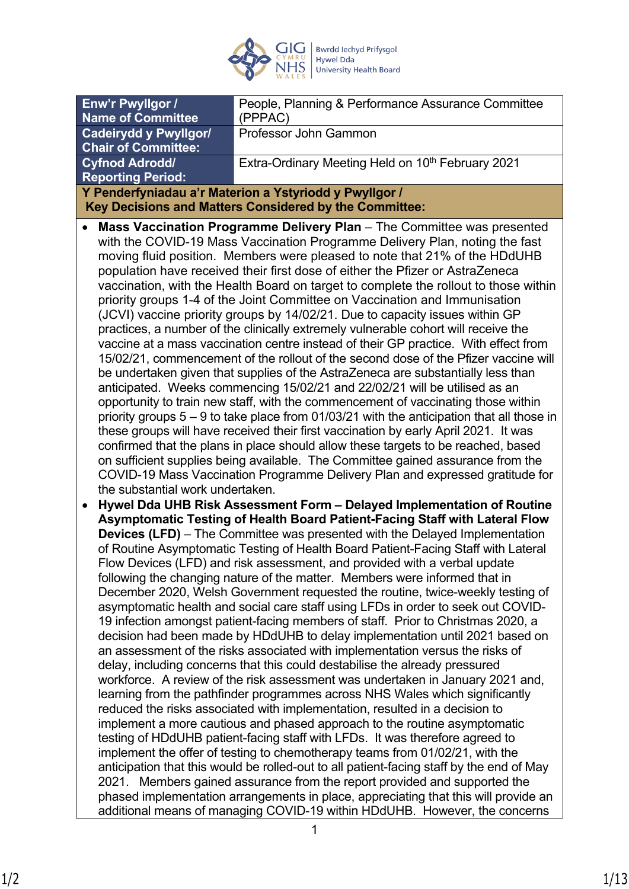| Enw'r Pwyllgor / Name of Committee | People, Planning & Performance Assurance Committee (PPPAC) |
|---|---|
| Cadeirydd y Pwyllgor/ Chair of Committee: | Professor John Gammon |
| Cyfnod Adrodd/ Reporting Period: | Extra-Ordinary Meeting Held on 10th February 2021 |

**Y Penderfyniadau a'r Materion a Ystyriodd y Pwyllgor / Key Decisions and Matters Considered by the Committee:**

- **Mass Vaccination Programme Delivery Plan** – The Committee was presented with the COVID-19 Mass Vaccination Programme Delivery Plan, noting the fast moving fluid position. Members were pleased to note that 21% of the HDdUHB population have received their first dose of either the Pfizer or AstraZeneca vaccination, with the Health Board on target to complete the rollout to those within priority groups 1-4 of the Joint Committee on Vaccination and Immunisation (JCVI) vaccine priority groups by 14/02/21. Due to capacity issues within GP practices, a number of the clinically extremely vulnerable cohort will receive the vaccine at a mass vaccination centre instead of their GP practice. With effect from 15/02/21, commencement of the rollout of the second dose of the Pfizer vaccine will be undertaken given that supplies of the AstraZeneca are substantially less than anticipated. Weeks commencing 15/02/21 and 22/02/21 will be utilised as an opportunity to train new staff, with the commencement of vaccinating those within priority groups 5 – 9 to take place from 01/03/21 with the anticipation that all those in these groups will have received their first vaccination by early April 2021. It was confirmed that the plans in place should allow these targets to be reached, based on sufficient supplies being available. The Committee gained assurance from the COVID-19 Mass Vaccination Programme Delivery Plan and expressed gratitude for the substantial work undertaken.
- **Hywel Dda UHB Risk Assessment Form – Delayed Implementation of Routine Asymptomatic Testing of Health Board Patient-Facing Staff with Lateral Flow Devices (LFD)** – The Committee was presented with the Delayed Implementation of Routine Asymptomatic Testing of Health Board Patient-Facing Staff with Lateral Flow Devices (LFD) and risk assessment, and provided with a verbal update following the changing nature of the matter. Members were informed that in December 2020, Welsh Government requested the routine, twice-weekly testing of asymptomatic health and social care staff using LFDs in order to seek out COVID-19 infection amongst patient-facing members of staff. Prior to Christmas 2020, a decision had been made by HDdUHB to delay implementation until 2021 based on an assessment of the risks associated with implementation versus the risks of delay, including concerns that this could destabilise the already pressured workforce. A review of the risk assessment was undertaken in January 2021 and, learning from the pathfinder programmes across NHS Wales which significantly reduced the risks associated with implementation, resulted in a decision to implement a more cautious and phased approach to the routine asymptomatic testing of HDdUHB patient-facing staff with LFDs. It was therefore agreed to implement the offer of testing to chemotherapy teams from 01/02/21, with the anticipation that this would be rolled-out to all patient-facing staff by the end of May 2021. Members gained assurance from the report provided and supported the phased implementation arrangements in place, appreciating that this will provide an additional means of managing COVID-19 within HDdUHB. However, the concerns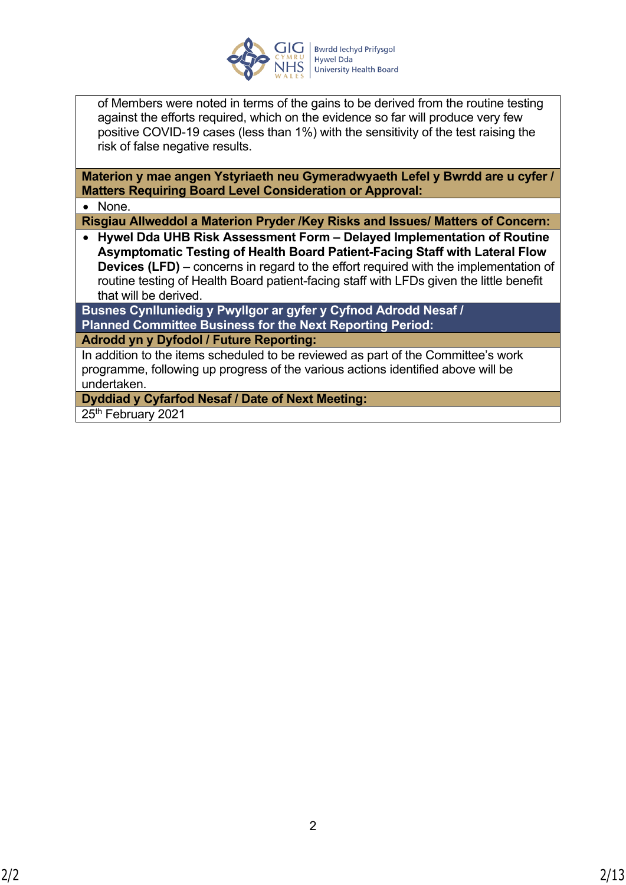of Members were noted in terms of the gains to be derived from the routine testing against the efforts required, which on the evidence so far will produce very few positive COVID-19 cases (less than 1%) with the sensitivity of the test raising the risk of false negative results.

**Materion y mae angen Ystyriaeth neu Gymeradwyaeth Lefel y Bwrdd are u cyfer / Matters Requiring Board Level Consideration or Approval:**

- None.

**Risgiau Allweddol a Materion Pryder /Key Risks and Issues/ Matters of Concern:**

- **Hywel Dda UHB Risk Assessment Form – Delayed Implementation of Routine Asymptomatic Testing of Health Board Patient-Facing Staff with Lateral Flow Devices (LFD)** – concerns in regard to the effort required with the implementation of routine testing of Health Board patient-facing staff with LFDs given the little benefit that will be derived.

**Busnes Cynlluniedig y Pwyllgor ar gyfer y Cyfnod Adrodd Nesaf / Planned Committee Business for the Next Reporting Period:**

**Adrodd yn y Dyfodol / Future Reporting:**

In addition to the items scheduled to be reviewed as part of the Committee's work programme, following up progress of the various actions identified above will be undertaken.

**Dyddiad y Cyfarfod Nesaf / Date of Next Meeting:**

25th February 2021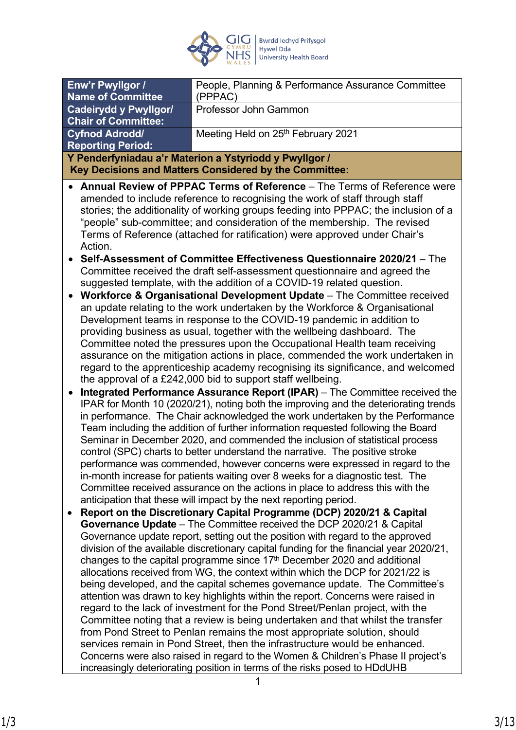| Enw'r Pwyllgor / Name of Committee | People, Planning & Performance Assurance Committee (PPPAC) |
| --- | --- |
| Cadeirydd y Pwyllgor/ Chair of Committee: | Professor John Gammon |
| Cyfnod Adrodd/ Reporting Period: | Meeting Held on 25th February 2021 |

**Y Penderfyniadau a'r Materion a Ystyriodd y Pwyllgor / Key Decisions and Matters Considered by the Committee:**

- **Annual Review of PPPAC Terms of Reference** – The Terms of Reference were amended to include reference to recognising the work of staff through staff stories; the additionality of working groups feeding into PPPAC; the inclusion of a "people" sub-committee; and consideration of the membership. The revised Terms of Reference (attached for ratification) were approved under Chair's Action.
- **Self-Assessment of Committee Effectiveness Questionnaire 2020/21** – The Committee received the draft self-assessment questionnaire and agreed the suggested template, with the addition of a COVID-19 related question.
- **Workforce & Organisational Development Update** – The Committee received an update relating to the work undertaken by the Workforce & Organisational Development teams in response to the COVID-19 pandemic in addition to providing business as usual, together with the wellbeing dashboard. The Committee noted the pressures upon the Occupational Health team receiving assurance on the mitigation actions in place, commended the work undertaken in regard to the apprenticeship academy recognising its significance, and welcomed the approval of a £242,000 bid to support staff wellbeing.
- **Integrated Performance Assurance Report (IPAR)** – The Committee received the IPAR for Month 10 (2020/21), noting both the improving and the deteriorating trends in performance. The Chair acknowledged the work undertaken by the Performance Team including the addition of further information requested following the Board Seminar in December 2020, and commended the inclusion of statistical process control (SPC) charts to better understand the narrative. The positive stroke performance was commended, however concerns were expressed in regard to the in-month increase for patients waiting over 8 weeks for a diagnostic test. The Committee received assurance on the actions in place to address this with the anticipation that these will impact by the next reporting period.
- **Report on the Discretionary Capital Programme (DCP) 2020/21 & Capital Governance Update** – The Committee received the DCP 2020/21 & Capital Governance update report, setting out the position with regard to the approved division of the available discretionary capital funding for the financial year 2020/21, changes to the capital programme since 17th December 2020 and additional allocations received from WG, the context within which the DCP for 2021/22 is being developed, and the capital schemes governance update. The Committee's attention was drawn to key highlights within the report. Concerns were raised in regard to the lack of investment for the Pond Street/Penlan project, with the Committee noting that a review is being undertaken and that whilst the transfer from Pond Street to Penlan remains the most appropriate solution, should services remain in Pond Street, then the infrastructure would be enhanced. Concerns were also raised in regard to the Women & Children's Phase II project's increasingly deteriorating position in terms of the risks posed to HDdUHB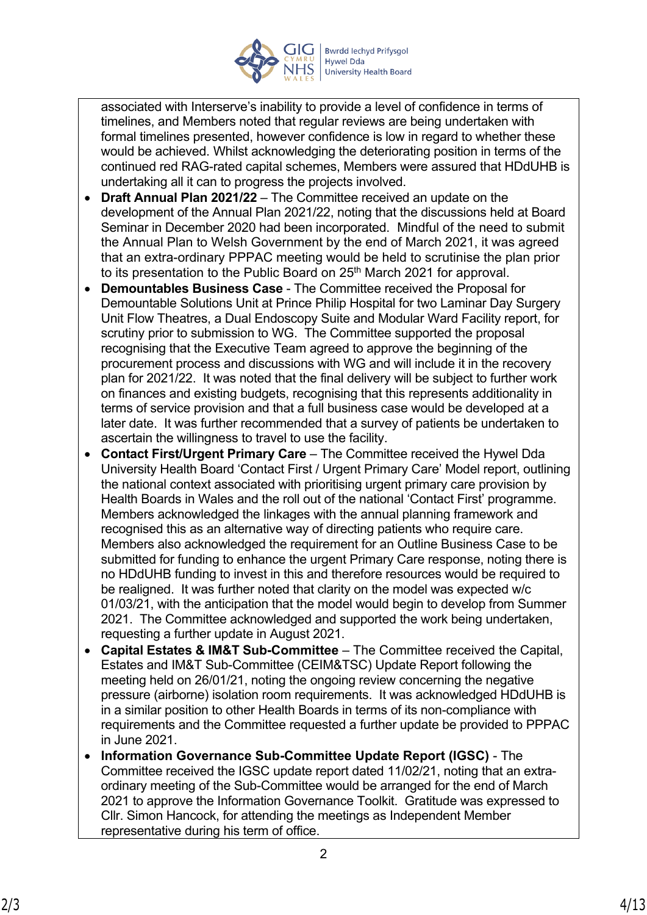associated with Interserve's inability to provide a level of confidence in terms of timelines, and Members noted that regular reviews are being undertaken with formal timelines presented, however confidence is low in regard to whether these would be achieved. Whilst acknowledging the deteriorating position in terms of the continued red RAG-rated capital schemes, Members were assured that HDdUHB is undertaking all it can to progress the projects involved.

- **Draft Annual Plan 2021/22** – The Committee received an update on the development of the Annual Plan 2021/22, noting that the discussions held at Board Seminar in December 2020 had been incorporated. Mindful of the need to submit the Annual Plan to Welsh Government by the end of March 2021, it was agreed that an extra-ordinary PPPAC meeting would be held to scrutinise the plan prior to its presentation to the Public Board on 25th March 2021 for approval.
- **Demountables Business Case** - The Committee received the Proposal for Demountable Solutions Unit at Prince Philip Hospital for two Laminar Day Surgery Unit Flow Theatres, a Dual Endoscopy Suite and Modular Ward Facility report, for scrutiny prior to submission to WG. The Committee supported the proposal recognising that the Executive Team agreed to approve the beginning of the procurement process and discussions with WG and will include it in the recovery plan for 2021/22. It was noted that the final delivery will be subject to further work on finances and existing budgets, recognising that this represents additionality in terms of service provision and that a full business case would be developed at a later date. It was further recommended that a survey of patients be undertaken to ascertain the willingness to travel to use the facility.
- **Contact First/Urgent Primary Care** – The Committee received the Hywel Dda University Health Board 'Contact First / Urgent Primary Care' Model report, outlining the national context associated with prioritising urgent primary care provision by Health Boards in Wales and the roll out of the national 'Contact First' programme. Members acknowledged the linkages with the annual planning framework and recognised this as an alternative way of directing patients who require care. Members also acknowledged the requirement for an Outline Business Case to be submitted for funding to enhance the urgent Primary Care response, noting there is no HDdUHB funding to invest in this and therefore resources would be required to be realigned. It was further noted that clarity on the model was expected w/c 01/03/21, with the anticipation that the model would begin to develop from Summer 2021. The Committee acknowledged and supported the work being undertaken, requesting a further update in August 2021.
- **Capital Estates & IM&T Sub-Committee** – The Committee received the Capital, Estates and IM&T Sub-Committee (CEIM&TSC) Update Report following the meeting held on 26/01/21, noting the ongoing review concerning the negative pressure (airborne) isolation room requirements. It was acknowledged HDdUHB is in a similar position to other Health Boards in terms of its non-compliance with requirements and the Committee requested a further update be provided to PPPAC in June 2021.
- **Information Governance Sub-Committee Update Report (IGSC)** - The Committee received the IGSC update report dated 11/02/21, noting that an extra-ordinary meeting of the Sub-Committee would be arranged for the end of March 2021 to approve the Information Governance Toolkit. Gratitude was expressed to Cllr. Simon Hancock, for attending the meetings as Independent Member representative during his term of office.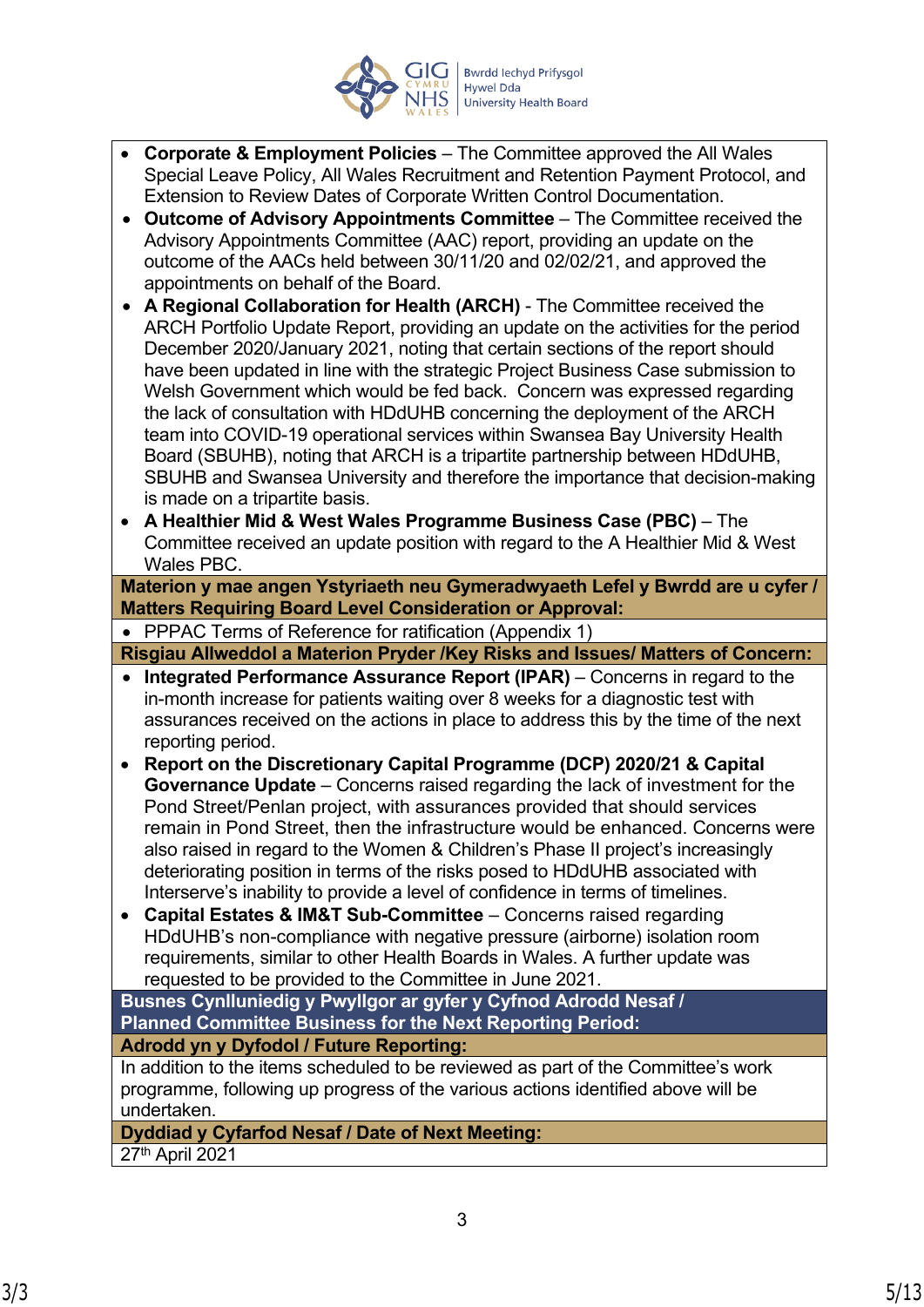- **Corporate & Employment Policies** – The Committee approved the All Wales Special Leave Policy, All Wales Recruitment and Retention Payment Protocol, and Extension to Review Dates of Corporate Written Control Documentation.
- **Outcome of Advisory Appointments Committee** – The Committee received the Advisory Appointments Committee (AAC) report, providing an update on the outcome of the AACs held between 30/11/20 and 02/02/21, and approved the appointments on behalf of the Board.
- **A Regional Collaboration for Health (ARCH)** - The Committee received the ARCH Portfolio Update Report, providing an update on the activities for the period December 2020/January 2021, noting that certain sections of the report should have been updated in line with the strategic Project Business Case submission to Welsh Government which would be fed back. Concern was expressed regarding the lack of consultation with HDdUHB concerning the deployment of the ARCH team into COVID-19 operational services within Swansea Bay University Health Board (SBUHB), noting that ARCH is a tripartite partnership between HDdUHB, SBUHB and Swansea University and therefore the importance that decision-making is made on a tripartite basis.
- **A Healthier Mid & West Wales Programme Business Case (PBC)** – The Committee received an update position with regard to the A Healthier Mid & West Wales PBC.

**Materion y mae angen Ystyriaeth neu Gymeradwyaeth Lefel y Bwrdd are u cyfer / Matters Requiring Board Level Consideration or Approval:**

- PPPAC Terms of Reference for ratification (Appendix 1)

**Risgiau Allweddol a Materion Pryder /Key Risks and Issues/ Matters of Concern:**

- **Integrated Performance Assurance Report (IPAR)** – Concerns in regard to the in-month increase for patients waiting over 8 weeks for a diagnostic test with assurances received on the actions in place to address this by the time of the next reporting period.
- **Report on the Discretionary Capital Programme (DCP) 2020/21 & Capital Governance Update** – Concerns raised regarding the lack of investment for the Pond Street/Penlan project, with assurances provided that should services remain in Pond Street, then the infrastructure would be enhanced. Concerns were also raised in regard to the Women & Children's Phase II project's increasingly deteriorating position in terms of the risks posed to HDdUHB associated with Interserve's inability to provide a level of confidence in terms of timelines.
- **Capital Estates & IM&T Sub-Committee** – Concerns raised regarding HDdUHB's non-compliance with negative pressure (airborne) isolation room requirements, similar to other Health Boards in Wales. A further update was requested to be provided to the Committee in June 2021.

**Busnes Cynlluniedig y Pwyllgor ar gyfer y Cyfnod Adrodd Nesaf / Planned Committee Business for the Next Reporting Period:**

**Adrodd yn y Dyfodol / Future Reporting:**

In addition to the items scheduled to be reviewed as part of the Committee's work programme, following up progress of the various actions identified above will be undertaken.

**Dyddiad y Cyfarfod Nesaf / Date of Next Meeting:**

27th April 2021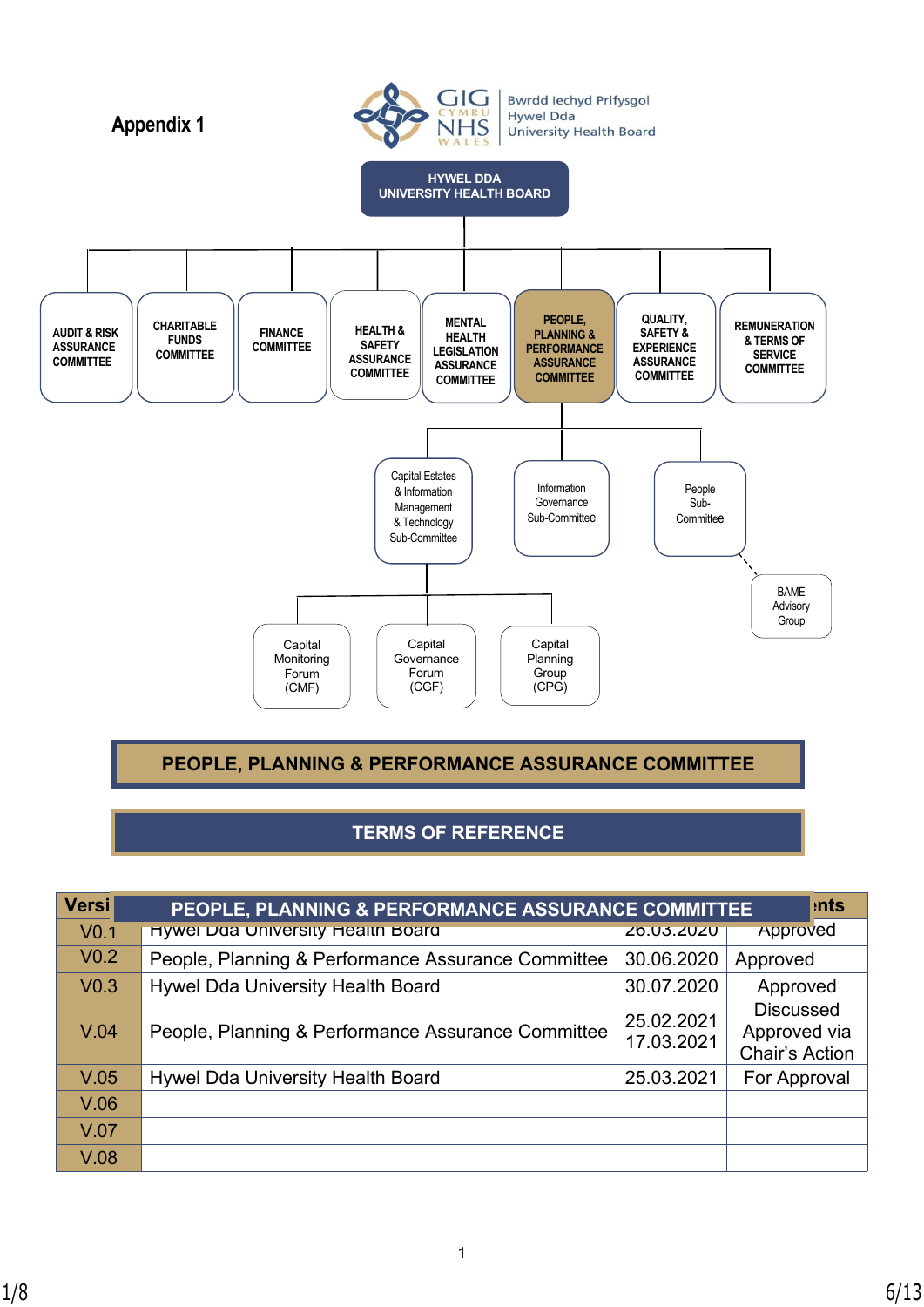**Appendix 1**

GIG CYMRU NHS WALES | Bwrdd Iechyd Prifysgol Hywel Dda University Health Board

HYWEL DDA UNIVERSITY HEALTH BOARD

- AUDIT & RISK ASSURANCE COMMITTEE
- CHARITABLE FUNDS COMMITTEE
- FINANCE COMMITTEE
- HEALTH & SAFETY ASSURANCE COMMITTEE
- MENTAL HEALTH LEGISLATION ASSURANCE COMMITTEE
- PEOPLE, PLANNING & PERFORMANCE ASSURANCE COMMITTEE
  - Capital Estates & Information Management & Technology Sub-Committee
    - Capital Monitoring Forum (CMF)
    - Capital Governance Forum (CGF)
    - Capital Planning Group (CPG)
  - Information Governance Sub-Committee
  - People Sub-Committee
    - BAME Advisory Group
- QUALITY, SAFETY & EXPERIENCE ASSURANCE COMMITTEE
- REMUNERATION & TERMS OF SERVICE COMMITTEE

# PEOPLE, PLANNING & PERFORMANCE ASSURANCE COMMITTEE

## TERMS OF REFERENCE

| Version | PEOPLE, PLANNING & PERFORMANCE ASSURANCE COMMITTEE | | Comments |
|---|---|---|---|
| V0.1 | Hywel Dda University Health Board | 26.03.2020 | Approved |
| V0.2 | People, Planning & Performance Assurance Committee | 30.06.2020 | Approved |
| V0.3 | Hywel Dda University Health Board | 30.07.2020 | Approved |
| V.04 | People, Planning & Performance Assurance Committee | 25.02.2021<br>17.03.2021 | Discussed<br>Approved via Chair's Action |
| V.05 | Hywel Dda University Health Board | 25.03.2021 | For Approval |
| V.06 | | | |
| V.07 | | | |
| V.08 | | | |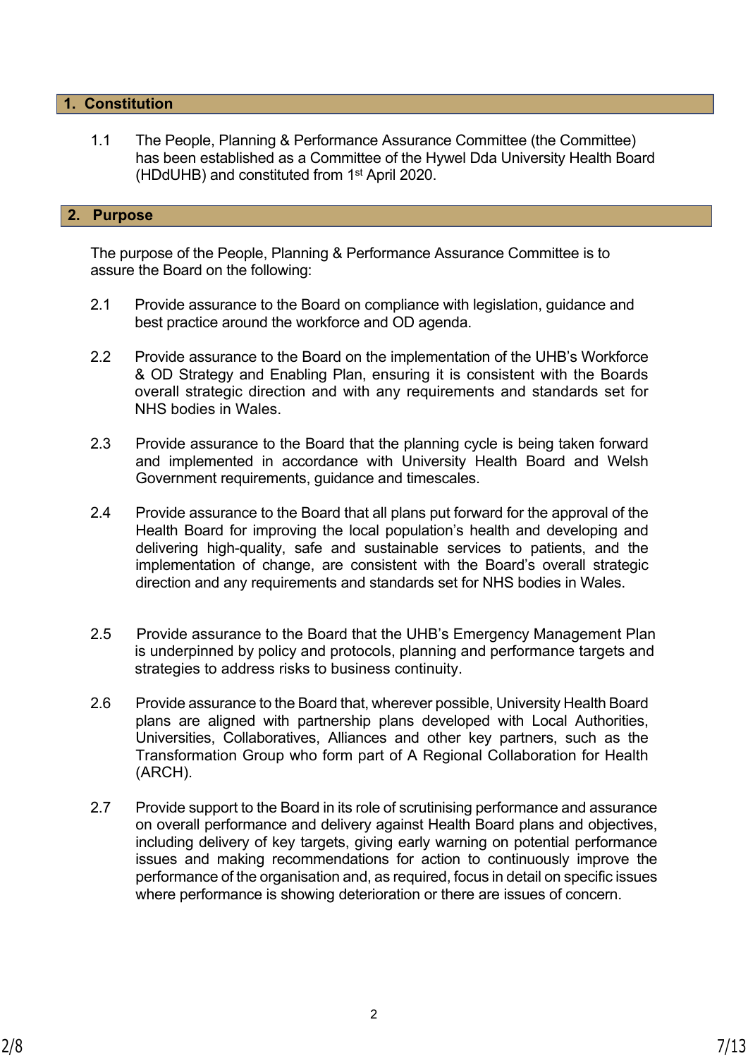## 1. Constitution

1.1 The People, Planning & Performance Assurance Committee (the Committee) has been established as a Committee of the Hywel Dda University Health Board (HDdUHB) and constituted from 1st April 2020.

## 2. Purpose

The purpose of the People, Planning & Performance Assurance Committee is to assure the Board on the following:

2.1 Provide assurance to the Board on compliance with legislation, guidance and best practice around the workforce and OD agenda.

2.2 Provide assurance to the Board on the implementation of the UHB's Workforce & OD Strategy and Enabling Plan, ensuring it is consistent with the Boards overall strategic direction and with any requirements and standards set for NHS bodies in Wales.

2.3 Provide assurance to the Board that the planning cycle is being taken forward and implemented in accordance with University Health Board and Welsh Government requirements, guidance and timescales.

2.4 Provide assurance to the Board that all plans put forward for the approval of the Health Board for improving the local population's health and developing and delivering high-quality, safe and sustainable services to patients, and the implementation of change, are consistent with the Board's overall strategic direction and any requirements and standards set for NHS bodies in Wales.

2.5 Provide assurance to the Board that the UHB's Emergency Management Plan is underpinned by policy and protocols, planning and performance targets and strategies to address risks to business continuity.

2.6 Provide assurance to the Board that, wherever possible, University Health Board plans are aligned with partnership plans developed with Local Authorities, Universities, Collaboratives, Alliances and other key partners, such as the Transformation Group who form part of A Regional Collaboration for Health (ARCH).

2.7 Provide support to the Board in its role of scrutinising performance and assurance on overall performance and delivery against Health Board plans and objectives, including delivery of key targets, giving early warning on potential performance issues and making recommendations for action to continuously improve the performance of the organisation and, as required, focus in detail on specific issues where performance is showing deterioration or there are issues of concern.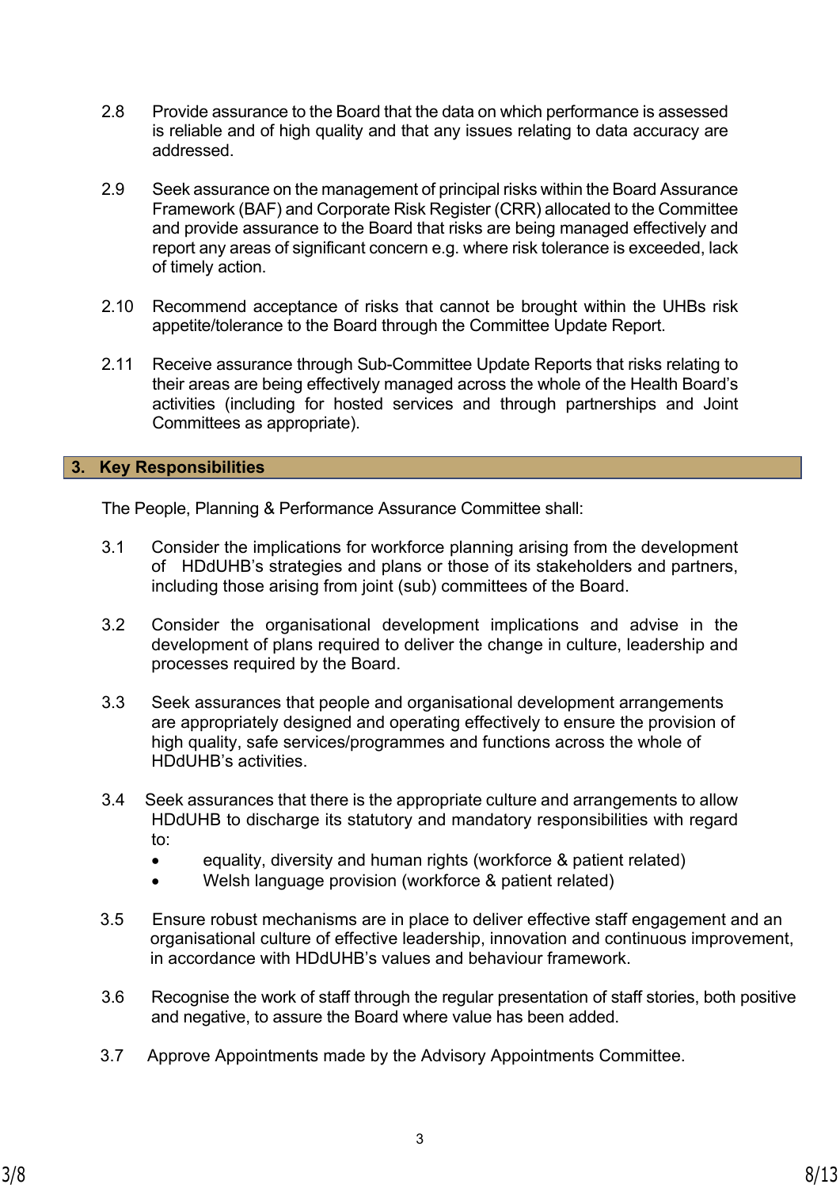2.8 Provide assurance to the Board that the data on which performance is assessed is reliable and of high quality and that any issues relating to data accuracy are addressed.

2.9 Seek assurance on the management of principal risks within the Board Assurance Framework (BAF) and Corporate Risk Register (CRR) allocated to the Committee and provide assurance to the Board that risks are being managed effectively and report any areas of significant concern e.g. where risk tolerance is exceeded, lack of timely action.

2.10 Recommend acceptance of risks that cannot be brought within the UHBs risk appetite/tolerance to the Board through the Committee Update Report.

2.11 Receive assurance through Sub-Committee Update Reports that risks relating to their areas are being effectively managed across the whole of the Health Board's activities (including for hosted services and through partnerships and Joint Committees as appropriate).

## 3. Key Responsibilities

The People, Planning & Performance Assurance Committee shall:

3.1 Consider the implications for workforce planning arising from the development of HDdUHB's strategies and plans or those of its stakeholders and partners, including those arising from joint (sub) committees of the Board.

3.2 Consider the organisational development implications and advise in the development of plans required to deliver the change in culture, leadership and processes required by the Board.

3.3 Seek assurances that people and organisational development arrangements are appropriately designed and operating effectively to ensure the provision of high quality, safe services/programmes and functions across the whole of HDdUHB's activities.

3.4 Seek assurances that there is the appropriate culture and arrangements to allow HDdUHB to discharge its statutory and mandatory responsibilities with regard to:

- equality, diversity and human rights (workforce & patient related)
- Welsh language provision (workforce & patient related)

3.5 Ensure robust mechanisms are in place to deliver effective staff engagement and an organisational culture of effective leadership, innovation and continuous improvement, in accordance with HDdUHB's values and behaviour framework.

3.6 Recognise the work of staff through the regular presentation of staff stories, both positive and negative, to assure the Board where value has been added.

3.7 Approve Appointments made by the Advisory Appointments Committee.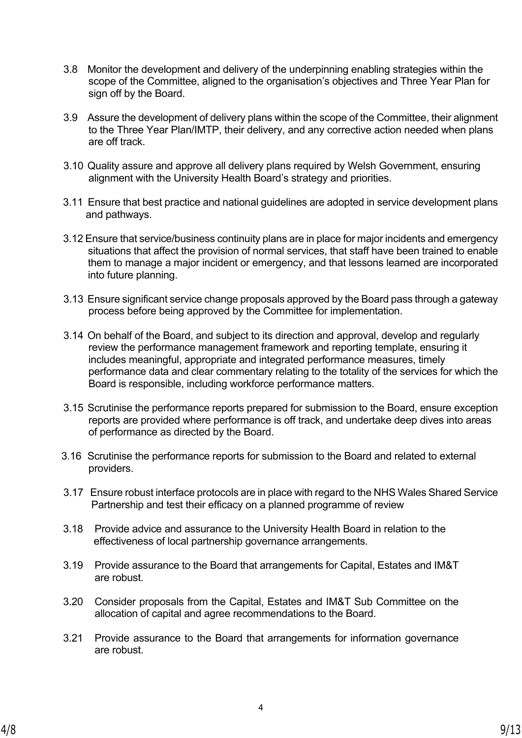3.8 Monitor the development and delivery of the underpinning enabling strategies within the scope of the Committee, aligned to the organisation's objectives and Three Year Plan for sign off by the Board.

3.9 Assure the development of delivery plans within the scope of the Committee, their alignment to the Three Year Plan/IMTP, their delivery, and any corrective action needed when plans are off track.

3.10 Quality assure and approve all delivery plans required by Welsh Government, ensuring alignment with the University Health Board's strategy and priorities.

3.11 Ensure that best practice and national guidelines are adopted in service development plans and pathways.

3.12 Ensure that service/business continuity plans are in place for major incidents and emergency situations that affect the provision of normal services, that staff have been trained to enable them to manage a major incident or emergency, and that lessons learned are incorporated into future planning.

3.13 Ensure significant service change proposals approved by the Board pass through a gateway process before being approved by the Committee for implementation.

3.14 On behalf of the Board, and subject to its direction and approval, develop and regularly review the performance management framework and reporting template, ensuring it includes meaningful, appropriate and integrated performance measures, timely performance data and clear commentary relating to the totality of the services for which the Board is responsible, including workforce performance matters.

3.15 Scrutinise the performance reports prepared for submission to the Board, ensure exception reports are provided where performance is off track, and undertake deep dives into areas of performance as directed by the Board.

3.16 Scrutinise the performance reports for submission to the Board and related to external providers.

3.17 Ensure robust interface protocols are in place with regard to the NHS Wales Shared Service Partnership and test their efficacy on a planned programme of review

3.18 Provide advice and assurance to the University Health Board in relation to the effectiveness of local partnership governance arrangements.

3.19 Provide assurance to the Board that arrangements for Capital, Estates and IM&T are robust.

3.20 Consider proposals from the Capital, Estates and IM&T Sub Committee on the allocation of capital and agree recommendations to the Board.

3.21 Provide assurance to the Board that arrangements for information governance are robust.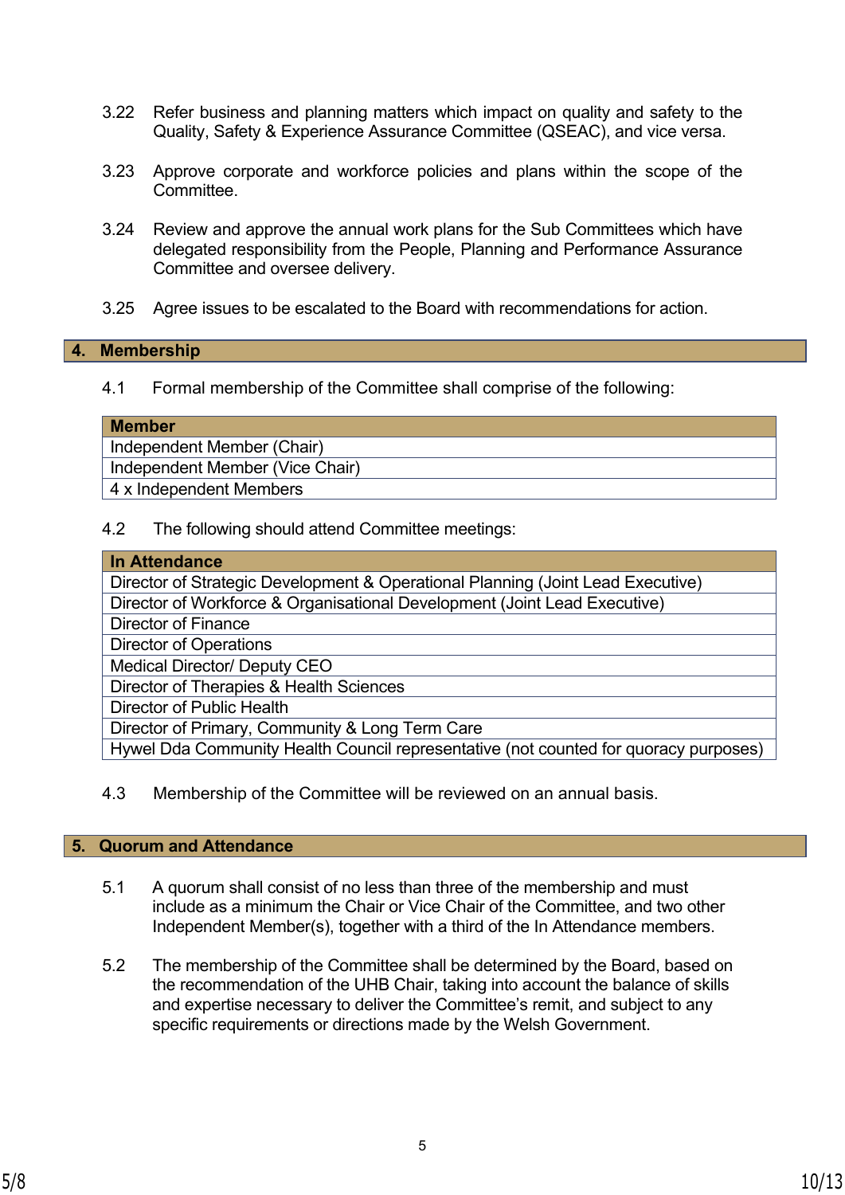3.22 Refer business and planning matters which impact on quality and safety to the Quality, Safety & Experience Assurance Committee (QSEAC), and vice versa.

3.23 Approve corporate and workforce policies and plans within the scope of the Committee.

3.24 Review and approve the annual work plans for the Sub Committees which have delegated responsibility from the People, Planning and Performance Assurance Committee and oversee delivery.

3.25 Agree issues to be escalated to the Board with recommendations for action.

## 4. Membership

4.1 Formal membership of the Committee shall comprise of the following:

| Member |
|---|
| Independent Member (Chair) |
| Independent Member (Vice Chair) |
| 4 x Independent Members |

4.2 The following should attend Committee meetings:

| In Attendance |
|---|
| Director of Strategic Development & Operational Planning (Joint Lead Executive) |
| Director of Workforce & Organisational Development (Joint Lead Executive) |
| Director of Finance |
| Director of Operations |
| Medical Director/ Deputy CEO |
| Director of Therapies & Health Sciences |
| Director of Public Health |
| Director of Primary, Community & Long Term Care |
| Hywel Dda Community Health Council representative (not counted for quoracy purposes) |

4.3 Membership of the Committee will be reviewed on an annual basis.

## 5. Quorum and Attendance

5.1 A quorum shall consist of no less than three of the membership and must include as a minimum the Chair or Vice Chair of the Committee, and two other Independent Member(s), together with a third of the In Attendance members.

5.2 The membership of the Committee shall be determined by the Board, based on the recommendation of the UHB Chair, taking into account the balance of skills and expertise necessary to deliver the Committee's remit, and subject to any specific requirements or directions made by the Welsh Government.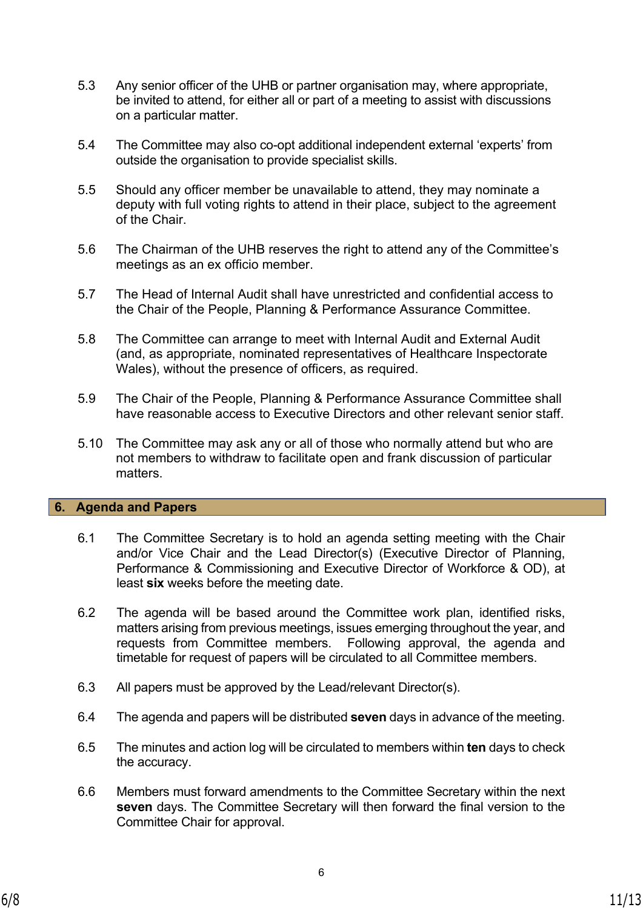5.3 Any senior officer of the UHB or partner organisation may, where appropriate, be invited to attend, for either all or part of a meeting to assist with discussions on a particular matter.

5.4 The Committee may also co-opt additional independent external 'experts' from outside the organisation to provide specialist skills.

5.5 Should any officer member be unavailable to attend, they may nominate a deputy with full voting rights to attend in their place, subject to the agreement of the Chair.

5.6 The Chairman of the UHB reserves the right to attend any of the Committee's meetings as an ex officio member.

5.7 The Head of Internal Audit shall have unrestricted and confidential access to the Chair of the People, Planning & Performance Assurance Committee.

5.8 The Committee can arrange to meet with Internal Audit and External Audit (and, as appropriate, nominated representatives of Healthcare Inspectorate Wales), without the presence of officers, as required.

5.9 The Chair of the People, Planning & Performance Assurance Committee shall have reasonable access to Executive Directors and other relevant senior staff.

5.10 The Committee may ask any or all of those who normally attend but who are not members to withdraw to facilitate open and frank discussion of particular matters.

## 6. Agenda and Papers

6.1 The Committee Secretary is to hold an agenda setting meeting with the Chair and/or Vice Chair and the Lead Director(s) (Executive Director of Planning, Performance & Commissioning and Executive Director of Workforce & OD), at least **six** weeks before the meeting date.

6.2 The agenda will be based around the Committee work plan, identified risks, matters arising from previous meetings, issues emerging throughout the year, and requests from Committee members. Following approval, the agenda and timetable for request of papers will be circulated to all Committee members.

6.3 All papers must be approved by the Lead/relevant Director(s).

6.4 The agenda and papers will be distributed **seven** days in advance of the meeting.

6.5 The minutes and action log will be circulated to members within **ten** days to check the accuracy.

6.6 Members must forward amendments to the Committee Secretary within the next **seven** days. The Committee Secretary will then forward the final version to the Committee Chair for approval.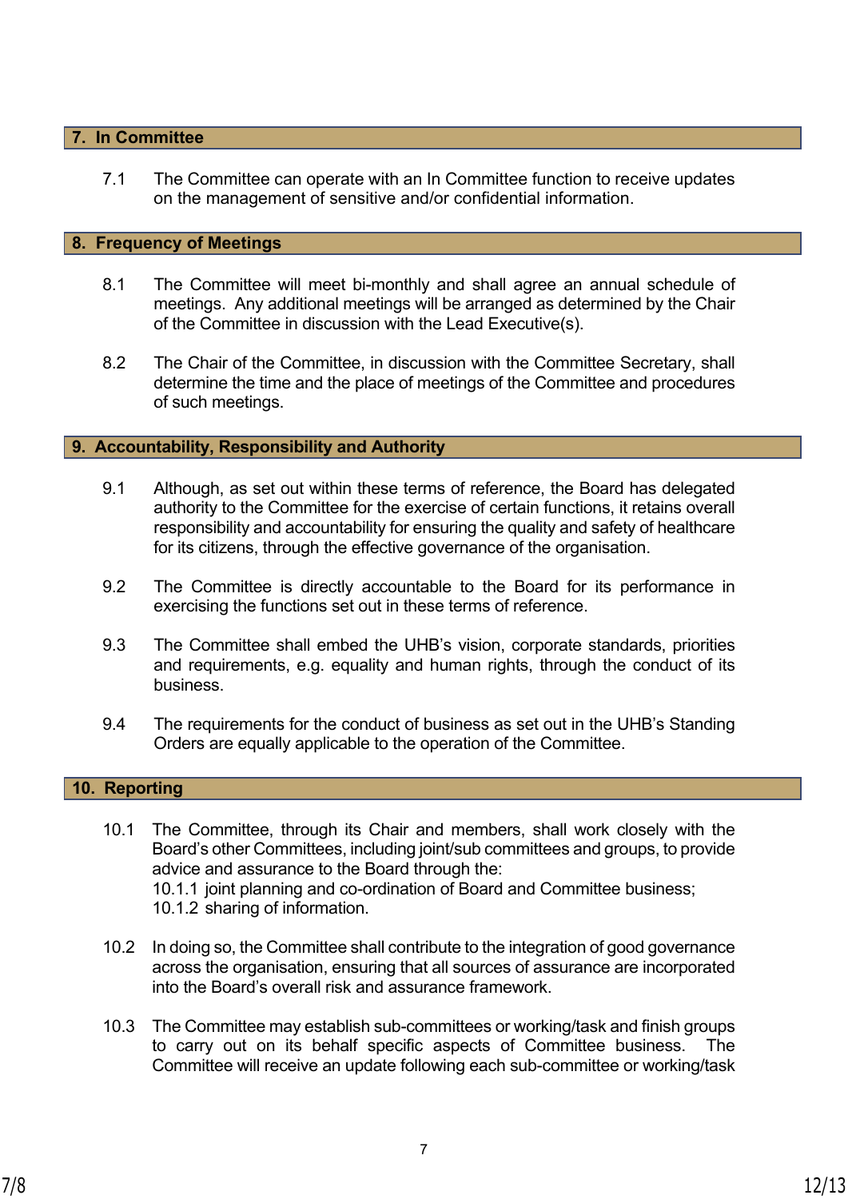## 7. In Committee

7.1 The Committee can operate with an In Committee function to receive updates on the management of sensitive and/or confidential information.

## 8. Frequency of Meetings

8.1 The Committee will meet bi-monthly and shall agree an annual schedule of meetings. Any additional meetings will be arranged as determined by the Chair of the Committee in discussion with the Lead Executive(s).

8.2 The Chair of the Committee, in discussion with the Committee Secretary, shall determine the time and the place of meetings of the Committee and procedures of such meetings.

## 9. Accountability, Responsibility and Authority

9.1 Although, as set out within these terms of reference, the Board has delegated authority to the Committee for the exercise of certain functions, it retains overall responsibility and accountability for ensuring the quality and safety of healthcare for its citizens, through the effective governance of the organisation.

9.2 The Committee is directly accountable to the Board for its performance in exercising the functions set out in these terms of reference.

9.3 The Committee shall embed the UHB's vision, corporate standards, priorities and requirements, e.g. equality and human rights, through the conduct of its business.

9.4 The requirements for the conduct of business as set out in the UHB's Standing Orders are equally applicable to the operation of the Committee.

## 10. Reporting

10.1 The Committee, through its Chair and members, shall work closely with the Board's other Committees, including joint/sub committees and groups, to provide advice and assurance to the Board through the:
10.1.1 joint planning and co-ordination of Board and Committee business;
10.1.2 sharing of information.

10.2 In doing so, the Committee shall contribute to the integration of good governance across the organisation, ensuring that all sources of assurance are incorporated into the Board's overall risk and assurance framework.

10.3 The Committee may establish sub-committees or working/task and finish groups to carry out on its behalf specific aspects of Committee business. The Committee will receive an update following each sub-committee or working/task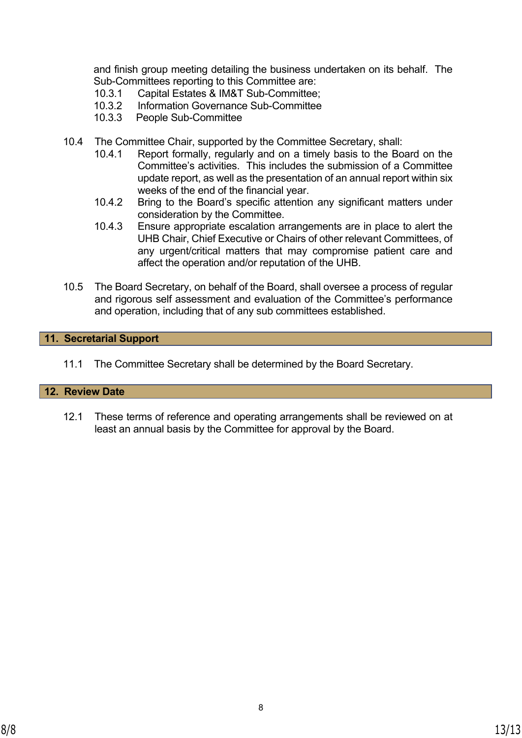and finish group meeting detailing the business undertaken on its behalf. The Sub-Committees reporting to this Committee are:

10.3.1 Capital Estates & IM&T Sub-Committee;
10.3.2 Information Governance Sub-Committee
10.3.3 People Sub-Committee

10.4 The Committee Chair, supported by the Committee Secretary, shall:

10.4.1 Report formally, regularly and on a timely basis to the Board on the Committee's activities. This includes the submission of a Committee update report, as well as the presentation of an annual report within six weeks of the end of the financial year.
10.4.2 Bring to the Board's specific attention any significant matters under consideration by the Committee.
10.4.3 Ensure appropriate escalation arrangements are in place to alert the UHB Chair, Chief Executive or Chairs of other relevant Committees, of any urgent/critical matters that may compromise patient care and affect the operation and/or reputation of the UHB.

10.5 The Board Secretary, on behalf of the Board, shall oversee a process of regular and rigorous self assessment and evaluation of the Committee's performance and operation, including that of any sub committees established.

## 11. Secretarial Support

11.1 The Committee Secretary shall be determined by the Board Secretary.

## 12. Review Date

12.1 These terms of reference and operating arrangements shall be reviewed on at least an annual basis by the Committee for approval by the Board.